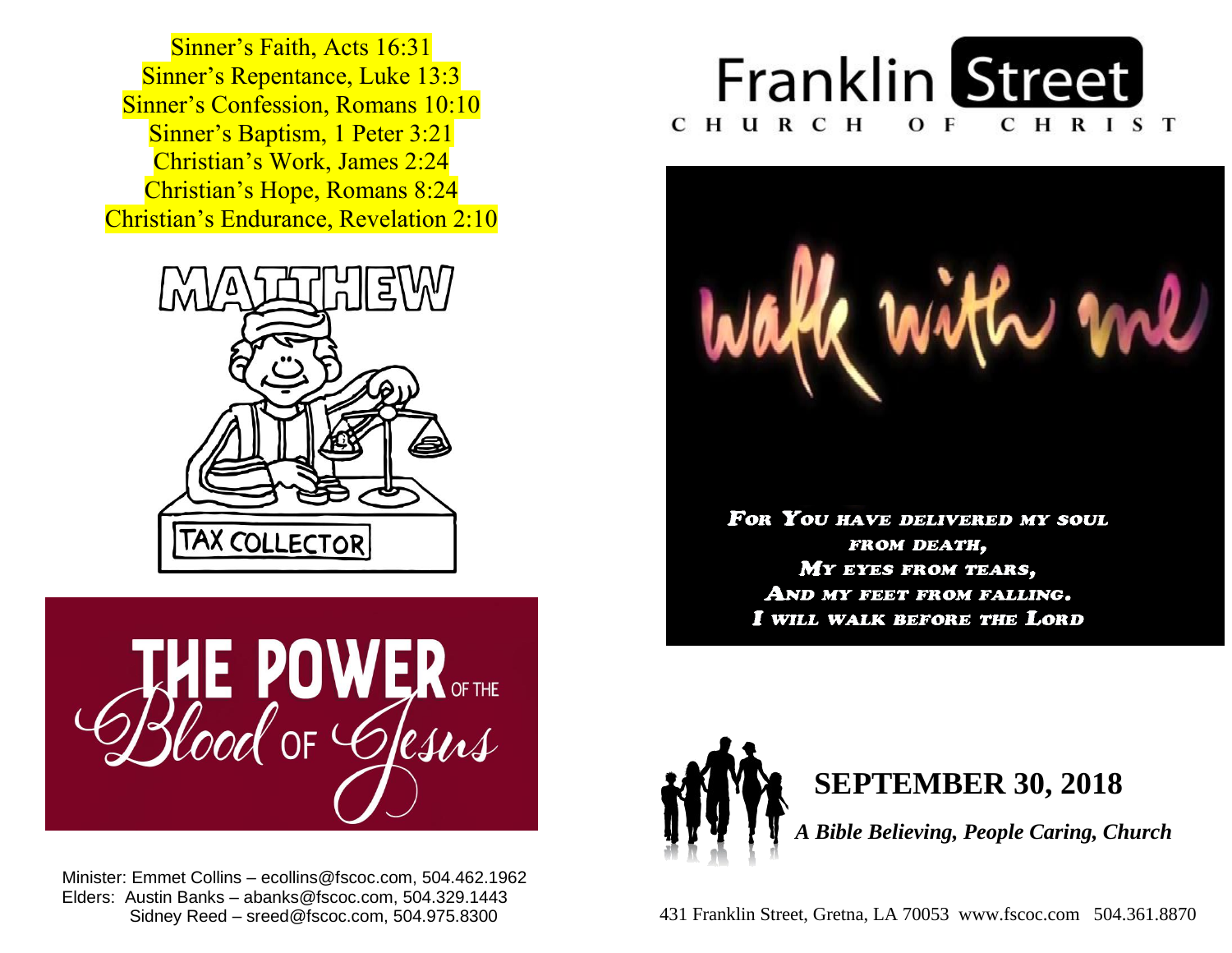Sinner's Faith, Acts 16:31
Sinner's Repentance, Luke 13:3
Sinner's Confession, Romans 10:10
Sinner's Baptism, 1 Peter 3:21
Christian's Work, James 2:24
Christian's Hope, Romans 8:24
Christian's Endurance, Revelation 2:10

MATTHEW

TAX COLLECTOR

THE POWER OF THE Blood OF Jesus

Minister: Emmet Collins – ecollins@fscoc.com, 504.462.1962
Elders: Austin Banks – abanks@fscoc.com, 504.329.1443
Sidney Reed – sreed@fscoc.com, 504.975.8300

# Franklin Street
## CHURCH OF CHRIST

walk with me

FOR YOU HAVE DELIVERED MY SOUL
FROM DEATH,
MY EYES FROM TEARS,
AND MY FEET FROM FALLING.
I WILL WALK BEFORE THE LORD

## SEPTEMBER 30, 2018

***A Bible Believing, People Caring, Church***

431 Franklin Street, Gretna, LA 70053 www.fscoc.com 504.361.8870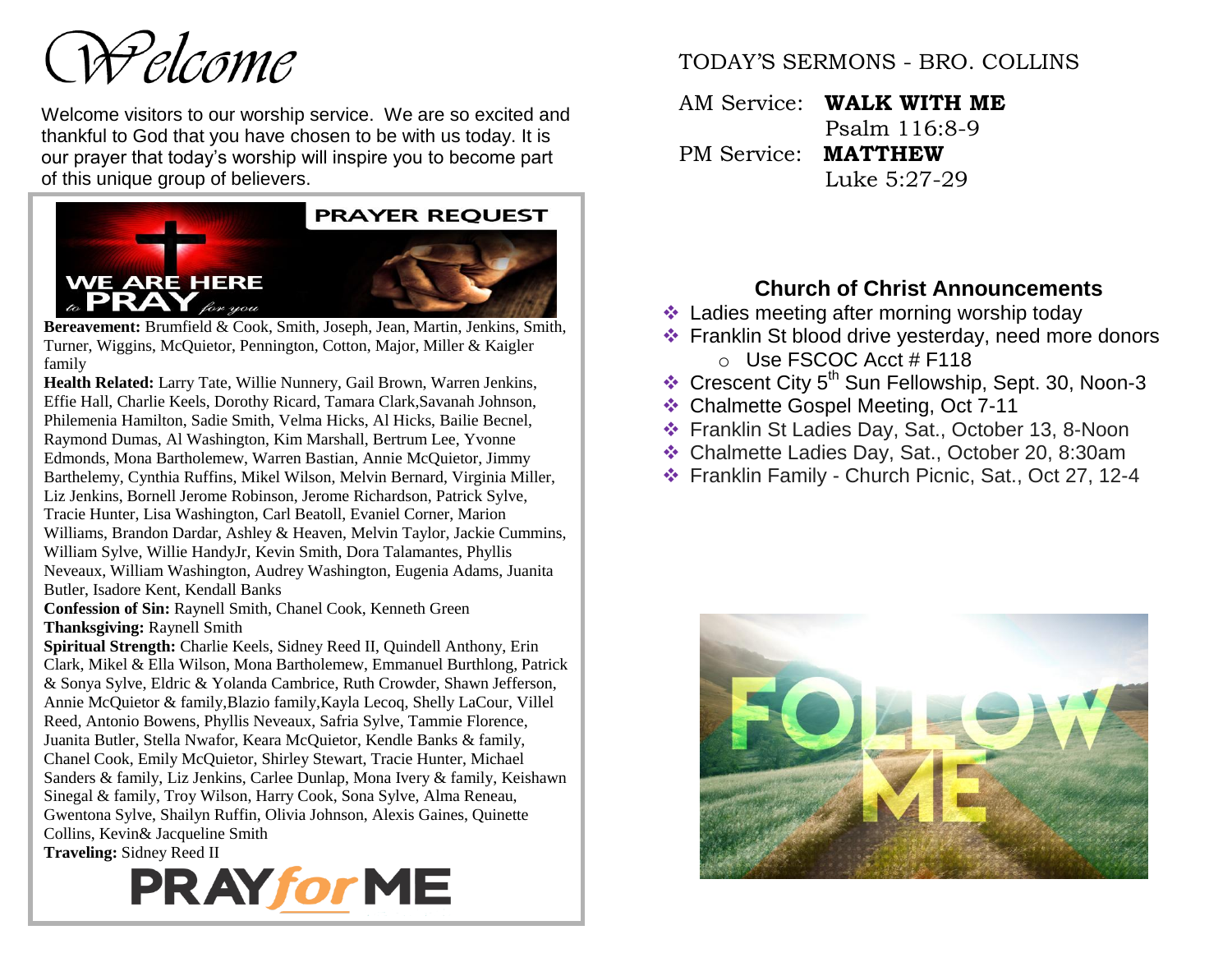# Welcome

Welcome visitors to our worship service. We are so excited and thankful to God that you have chosen to be with us today. It is our prayer that today's worship will inspire you to become part of this unique group of believers.

## PRAYER REQUEST

WE ARE HERE to PRAY for you

**Bereavement:** Brumfield & Cook, Smith, Joseph, Jean, Martin, Jenkins, Smith, Turner, Wiggins, McQuietor, Pennington, Cotton, Major, Miller & Kaigler family

**Health Related:** Larry Tate, Willie Nunnery, Gail Brown, Warren Jenkins, Effie Hall, Charlie Keels, Dorothy Ricard, Tamara Clark,Savanah Johnson, Philemenia Hamilton, Sadie Smith, Velma Hicks, Al Hicks, Bailie Becnel, Raymond Dumas, Al Washington, Kim Marshall, Bertrum Lee, Yvonne Edmonds, Mona Bartholemew, Warren Bastian, Annie McQuietor, Jimmy Barthelemy, Cynthia Ruffins, Mikel Wilson, Melvin Bernard, Virginia Miller, Liz Jenkins, Bornell Jerome Robinson, Jerome Richardson, Patrick Sylve, Tracie Hunter, Lisa Washington, Carl Beatoll, Evaniel Corner, Marion Williams, Brandon Dardar, Ashley & Heaven, Melvin Taylor, Jackie Cummins, William Sylve, Willie HandyJr, Kevin Smith, Dora Talamantes, Phyllis Neveaux, William Washington, Audrey Washington, Eugenia Adams, Juanita Butler, Isadore Kent, Kendall Banks

**Confession of Sin:** Raynell Smith, Chanel Cook, Kenneth Green

**Thanksgiving:** Raynell Smith

**Spiritual Strength:** Charlie Keels, Sidney Reed II, Quindell Anthony, Erin Clark, Mikel & Ella Wilson, Mona Bartholemew, Emmanuel Burthlong, Patrick & Sonya Sylve, Eldric & Yolanda Cambrice, Ruth Crowder, Shawn Jefferson, Annie McQuietor & family,Blazio family,Kayla Lecoq, Shelly LaCour, Villel Reed, Antonio Bowens, Phyllis Neveaux, Safria Sylve, Tammie Florence, Juanita Butler, Stella Nwafor, Keara McQuietor, Kendle Banks & family, Chanel Cook, Emily McQuietor, Shirley Stewart, Tracie Hunter, Michael Sanders & family, Liz Jenkins, Carlee Dunlap, Mona Ivery & family, Keishawn Sinegal & family, Troy Wilson, Harry Cook, Sona Sylve, Alma Reneau, Gwentona Sylve, Shailyn Ruffin, Olivia Johnson, Alexis Gaines, Quinette Collins, Kevin& Jacqueline Smith

**Traveling:** Sidney Reed II

PRAY for ME

## TODAY'S SERMONS - BRO. COLLINS

AM Service: **WALK WITH ME**
Psalm 116:8-9

PM Service: **MATTHEW**
Luke 5:27-29

### Church of Christ Announcements

- Ladies meeting after morning worship today
- Franklin St blood drive yesterday, need more donors
  - Use FSCOC Acct # F118
- Crescent City 5th Sun Fellowship, Sept. 30, Noon-3
- Chalmette Gospel Meeting, Oct 7-11
- Franklin St Ladies Day, Sat., October 13, 8-Noon
- Chalmette Ladies Day, Sat., October 20, 8:30am
- Franklin Family - Church Picnic, Sat., Oct 27, 12-4

FOLLOW ME